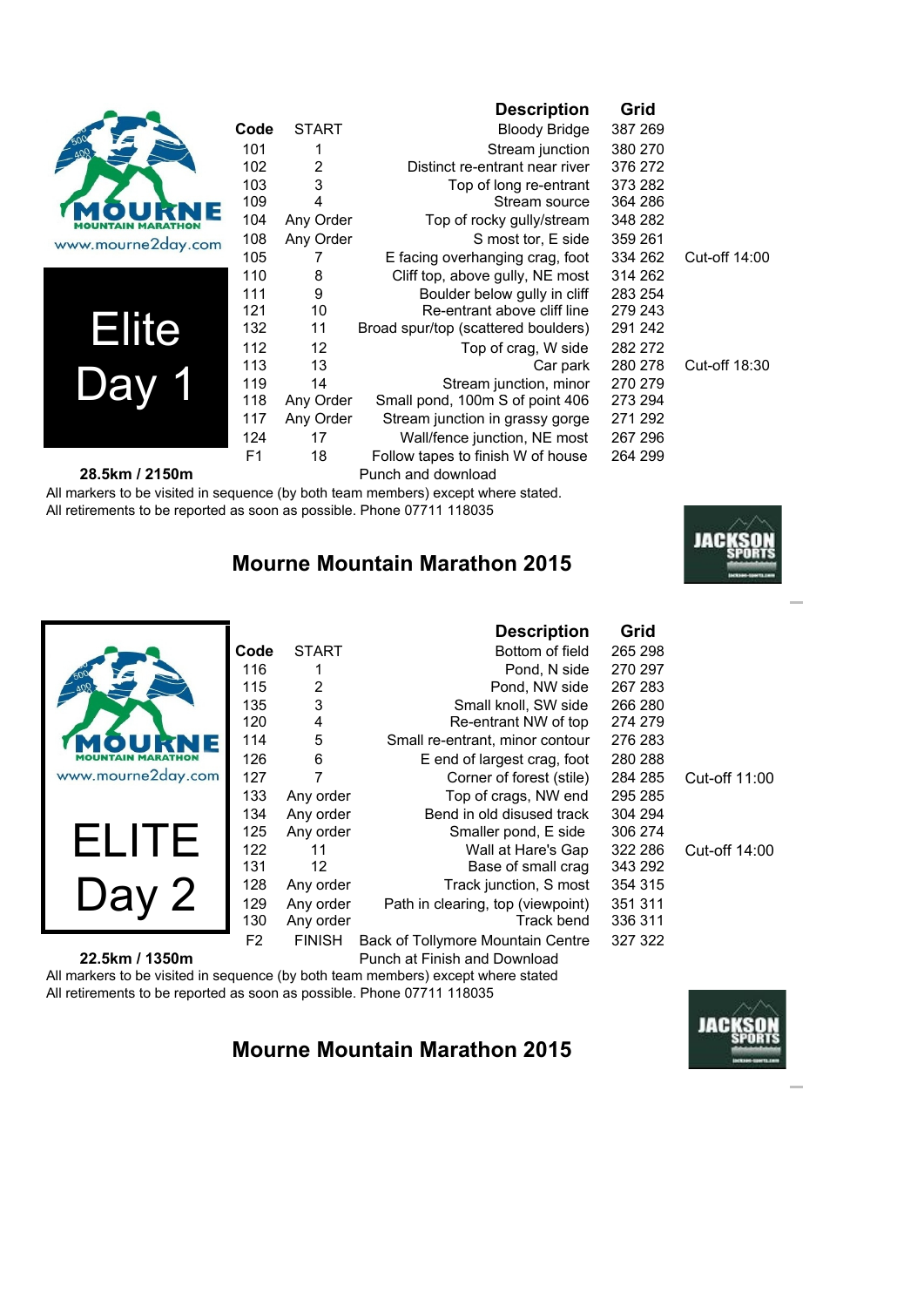MOURNE MOUNTAIN MARATHON
www.mourne2day.com

# Elite Day 1

| Code | | Description | Grid | |
|---|---|---|---|---|
| START | | Bloody Bridge | 387 269 | |
| 101 | 1 | Stream junction | 380 270 | |
| 102 | 2 | Distinct re-entrant near river | 376 272 | |
| 103 | 3 | Top of long re-entrant | 373 282 | |
| 109 | 4 | Stream source | 364 286 | |
| 104 | Any Order | Top of rocky gully/stream | 348 282 | |
| 108 | Any Order | S most tor, E side | 359 261 | |
| 105 | 7 | E facing overhanging crag, foot | 334 262 | Cut-off 14:00 |
| 110 | 8 | Cliff top, above gully, NE most | 314 262 | |
| 111 | 9 | Boulder below gully in cliff | 283 254 | |
| 121 | 10 | Re-entrant above cliff line | 279 243 | |
| 132 | 11 | Broad spur/top (scattered boulders) | 291 242 | |
| 112 | 12 | Top of crag, W side | 282 272 | |
| 113 | 13 | Car park | 280 278 | Cut-off 18:30 |
| 119 | 14 | Stream junction, minor | 270 279 | |
| 118 | Any Order | Small pond, 100m S of point 406 | 273 294 | |
| 117 | Any Order | Stream junction in grassy gorge | 271 292 | |
| 124 | 17 | Wall/fence junction, NE most | 267 296 | |
| F1 | 18 | Follow tapes to finish W of house | 264 299 | |
| | | Punch and download | | |

**28.5km / 2150m**

All markers to be visited in sequence (by both team members) except where stated.
All retirements to be reported as soon as possible. Phone 07711 118035

## Mourne Mountain Marathon 2015

JACKSON SPORTS

MOURNE MOUNTAIN MARATHON
www.mourne2day.com

# ELITE Day 2

| Code | | Description | Grid | |
|---|---|---|---|---|
| START | | Bottom of field | 265 298 | |
| 116 | 1 | Pond, N side | 270 297 | |
| 115 | 2 | Pond, NW side | 267 283 | |
| 135 | 3 | Small knoll, SW side | 266 280 | |
| 120 | 4 | Re-entrant NW of top | 274 279 | |
| 114 | 5 | Small re-entrant, minor contour | 276 283 | |
| 126 | 6 | E end of largest crag, foot | 280 288 | |
| 127 | 7 | Corner of forest (stile) | 284 285 | Cut-off 11:00 |
| 133 | Any order | Top of crags, NW end | 295 285 | |
| 134 | Any order | Bend in old disused track | 304 294 | |
| 125 | Any order | Smaller pond, E side | 306 274 | |
| 122 | 11 | Wall at Hare's Gap | 322 286 | Cut-off 14:00 |
| 131 | 12 | Base of small crag | 343 292 | |
| 128 | Any order | Track junction, S most | 354 315 | |
| 129 | Any order | Path in clearing, top (viewpoint) | 351 311 | |
| 130 | Any order | Track bend | 336 311 | |
| F2 | FINISH | Back of Tollymore Mountain Centre | 327 322 | |
| | | Punch at Finish and Download | | |

**22.5km / 1350m**

All markers to be visited in sequence (by both team members) except where stated
All retirements to be reported as soon as possible. Phone 07711 118035

## Mourne Mountain Marathon 2015

JACKSON SPORTS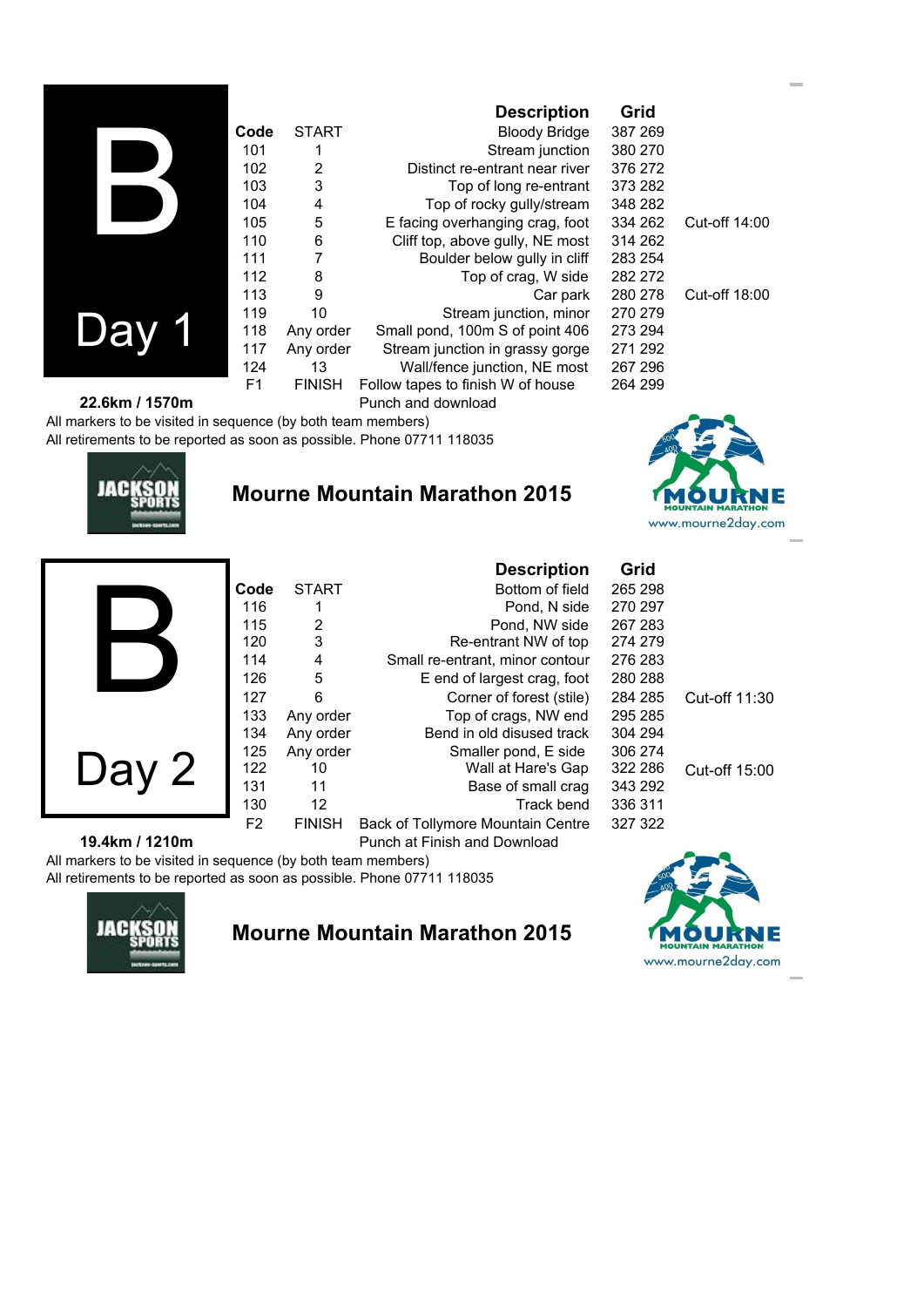# B

## Day 1

| Code | START | Description | Grid | |
|---|---|---|---|---|
| | | Bloody Bridge | 387 269 | |
| 101 | 1 | Stream junction | 380 270 | |
| 102 | 2 | Distinct re-entrant near river | 376 272 | |
| 103 | 3 | Top of long re-entrant | 373 282 | |
| 104 | 4 | Top of rocky gully/stream | 348 282 | |
| 105 | 5 | E facing overhanging crag, foot | 334 262 | Cut-off 14:00 |
| 110 | 6 | Cliff top, above gully, NE most | 314 262 | |
| 111 | 7 | Boulder below gully in cliff | 283 254 | |
| 112 | 8 | Top of crag, W side | 282 272 | |
| 113 | 9 | Car park | 280 278 | Cut-off 18:00 |
| 119 | 10 | Stream junction, minor | 270 279 | |
| 118 | Any order | Small pond, 100m S of point 406 | 273 294 | |
| 117 | Any order | Stream junction in grassy gorge | 271 292 | |
| 124 | 13 | Wall/fence junction, NE most | 267 296 | |
| F1 | FINISH | Follow tapes to finish W of house | 264 299 | |

**22.6km / 1570m**

Punch and download

All markers to be visited in sequence (by both team members)

All retirements to be reported as soon as possible. Phone 07711 118035

JACKSON SPORTS

**Mourne Mountain Marathon 2015**

MOURNE MOUNTAIN MARATHON www.mourne2day.com

# B

## Day 2

| Code | START | Description | Grid | |
|---|---|---|---|---|
| | | Bottom of field | 265 298 | |
| 116 | 1 | Pond, N side | 270 297 | |
| 115 | 2 | Pond, NW side | 267 283 | |
| 120 | 3 | Re-entrant NW of top | 274 279 | |
| 114 | 4 | Small re-entrant, minor contour | 276 283 | |
| 126 | 5 | E end of largest crag, foot | 280 288 | |
| 127 | 6 | Corner of forest (stile) | 284 285 | Cut-off 11:30 |
| 133 | Any order | Top of crags, NW end | 295 285 | |
| 134 | Any order | Bend in old disused track | 304 294 | |
| 125 | Any order | Smaller pond, E side | 306 274 | |
| 122 | 10 | Wall at Hare's Gap | 322 286 | Cut-off 15:00 |
| 131 | 11 | Base of small crag | 343 292 | |
| 130 | 12 | Track bend | 336 311 | |
| F2 | FINISH | Back of Tollymore Mountain Centre | 327 322 | |

**19.4km / 1210m**

Punch at Finish and Download

All markers to be visited in sequence (by both team members)

All retirements to be reported as soon as possible. Phone 07711 118035

JACKSON SPORTS

**Mourne Mountain Marathon 2015**

MOURNE MOUNTAIN MARATHON www.mourne2day.com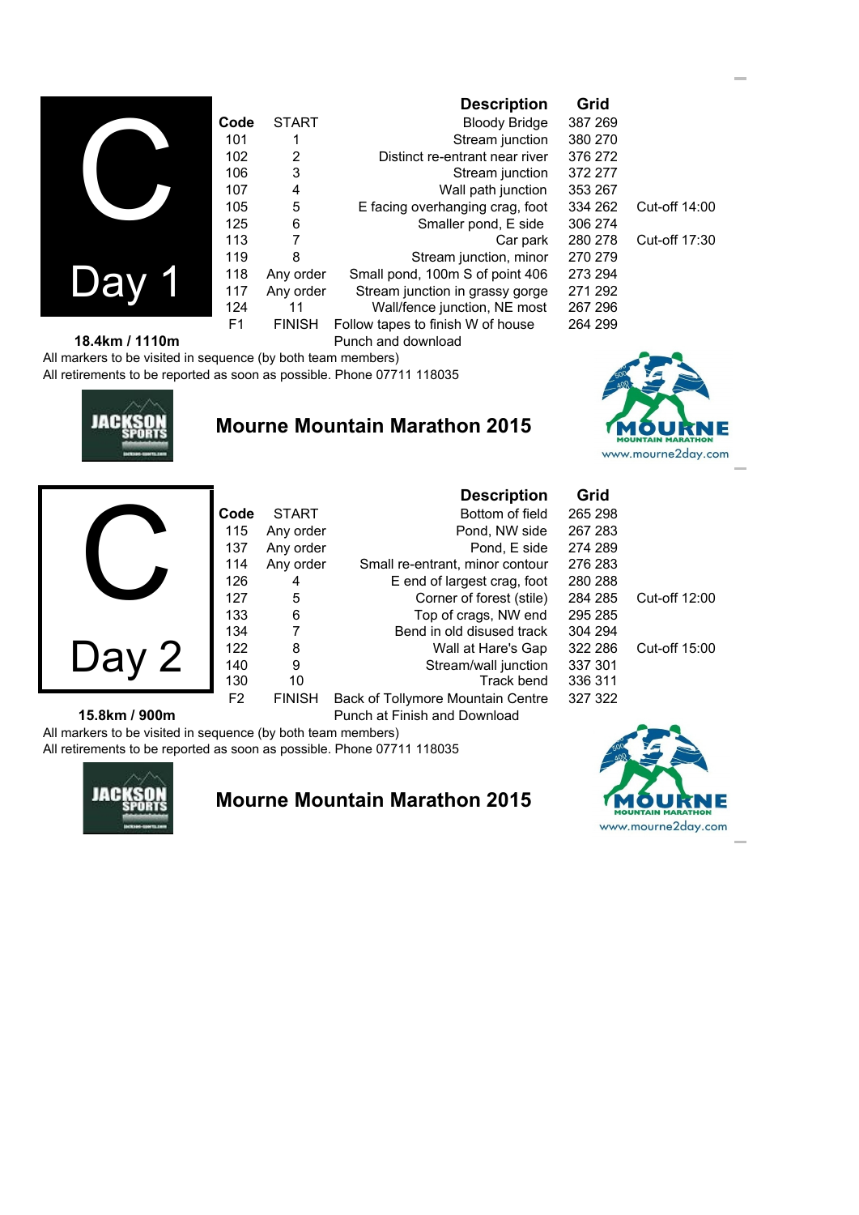# C Day 1

| Code | | Description | Grid | |
|---|---|---|---|---|
| | START | Bloody Bridge | 387 269 | |
| 101 | 1 | Stream junction | 380 270 | |
| 102 | 2 | Distinct re-entrant near river | 376 272 | |
| 106 | 3 | Stream junction | 372 277 | |
| 107 | 4 | Wall path junction | 353 267 | |
| 105 | 5 | E facing overhanging crag, foot | 334 262 | Cut-off 14:00 |
| 125 | 6 | Smaller pond, E side | 306 274 | |
| 113 | 7 | Car park | 280 278 | Cut-off 17:30 |
| 119 | 8 | Stream junction, minor | 270 279 | |
| 118 | Any order | Small pond, 100m S of point 406 | 273 294 | |
| 117 | Any order | Stream junction in grassy gorge | 271 292 | |
| 124 | 11 | Wall/fence junction, NE most | 267 296 | |
| F1 | FINISH | Follow tapes to finish W of house | 264 299 | |
| | | Punch and download | | |

**18.4km / 1110m**

All markers to be visited in sequence (by both team members)

All retirements to be reported as soon as possible. Phone 07711 118035

JACKSON SPORTS

## Mourne Mountain Marathon 2015

MOURNE MOUNTAIN MARATHON www.mourne2day.com

# C Day 2

| Code | | Description | Grid | |
|---|---|---|---|---|
| | START | Bottom of field | 265 298 | |
| 115 | Any order | Pond, NW side | 267 283 | |
| 137 | Any order | Pond, E side | 274 289 | |
| 114 | Any order | Small re-entrant, minor contour | 276 283 | |
| 126 | 4 | E end of largest crag, foot | 280 288 | |
| 127 | 5 | Corner of forest (stile) | 284 285 | Cut-off 12:00 |
| 133 | 6 | Top of crags, NW end | 295 285 | |
| 134 | 7 | Bend in old disused track | 304 294 | |
| 122 | 8 | Wall at Hare's Gap | 322 286 | Cut-off 15:00 |
| 140 | 9 | Stream/wall junction | 337 301 | |
| 130 | 10 | Track bend | 336 311 | |
| F2 | FINISH | Back of Tollymore Mountain Centre | 327 322 | |
| | | Punch at Finish and Download | | |

**15.8km / 900m**

All markers to be visited in sequence (by both team members)

All retirements to be reported as soon as possible. Phone 07711 118035

JACKSON SPORTS

## Mourne Mountain Marathon 2015

MOURNE MOUNTAIN MARATHON www.mourne2day.com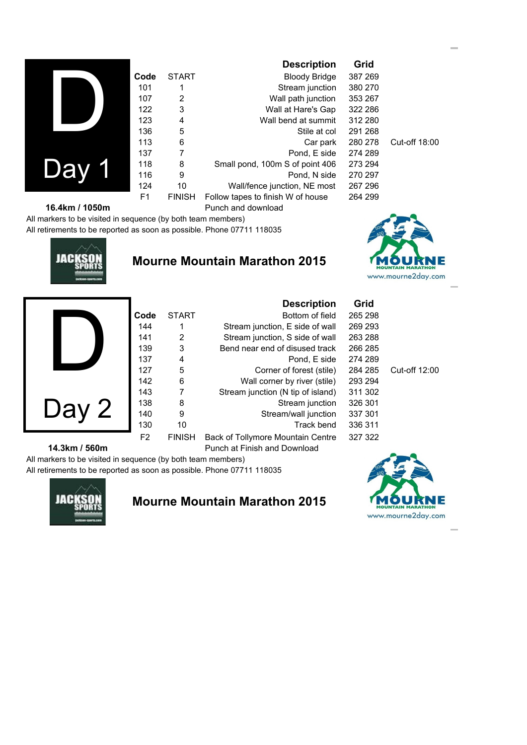## D Day 1

| Code | | Description | Grid | |
|---|---|---|---|---|
| | START | Bloody Bridge | 387 269 | |
| 101 | 1 | Stream junction | 380 270 | |
| 107 | 2 | Wall path junction | 353 267 | |
| 122 | 3 | Wall at Hare's Gap | 322 286 | |
| 123 | 4 | Wall bend at summit | 312 280 | |
| 136 | 5 | Stile at col | 291 268 | |
| 113 | 6 | Car park | 280 278 | Cut-off 18:00 |
| 137 | 7 | Pond, E side | 274 289 | |
| 118 | 8 | Small pond, 100m S of point 406 | 273 294 | |
| 116 | 9 | Pond, N side | 270 297 | |
| 124 | 10 | Wall/fence junction, NE most | 267 296 | |
| F1 | FINISH | Follow tapes to finish W of house | 264 299 | |
| | | Punch and download | | |

**16.4km / 1050m**

All markers to be visited in sequence (by both team members)
All retirements to be reported as soon as possible. Phone 07711 118035

JACKSON SPORTS

**Mourne Mountain Marathon 2015**

MOURNE MOUNTAIN MARATHON
www.mourne2day.com

## D Day 2

| Code | | Description | Grid | |
|---|---|---|---|---|
| | START | Bottom of field | 265 298 | |
| 144 | 1 | Stream junction, E side of wall | 269 293 | |
| 141 | 2 | Stream junction, S side of wall | 263 288 | |
| 139 | 3 | Bend near end of disused track | 266 285 | |
| 137 | 4 | Pond, E side | 274 289 | |
| 127 | 5 | Corner of forest (stile) | 284 285 | Cut-off 12:00 |
| 142 | 6 | Wall corner by river (stile) | 293 294 | |
| 143 | 7 | Stream junction (N tip of island) | 311 302 | |
| 138 | 8 | Stream junction | 326 301 | |
| 140 | 9 | Stream/wall junction | 337 301 | |
| 130 | 10 | Track bend | 336 311 | |
| F2 | FINISH | Back of Tollymore Mountain Centre | 327 322 | |
| | | Punch at Finish and Download | | |

**14.3km / 560m**

All markers to be visited in sequence (by both team members)
All retirements to be reported as soon as possible. Phone 07711 118035

JACKSON SPORTS

**Mourne Mountain Marathon 2015**

MOURNE MOUNTAIN MARATHON
www.mourne2day.com